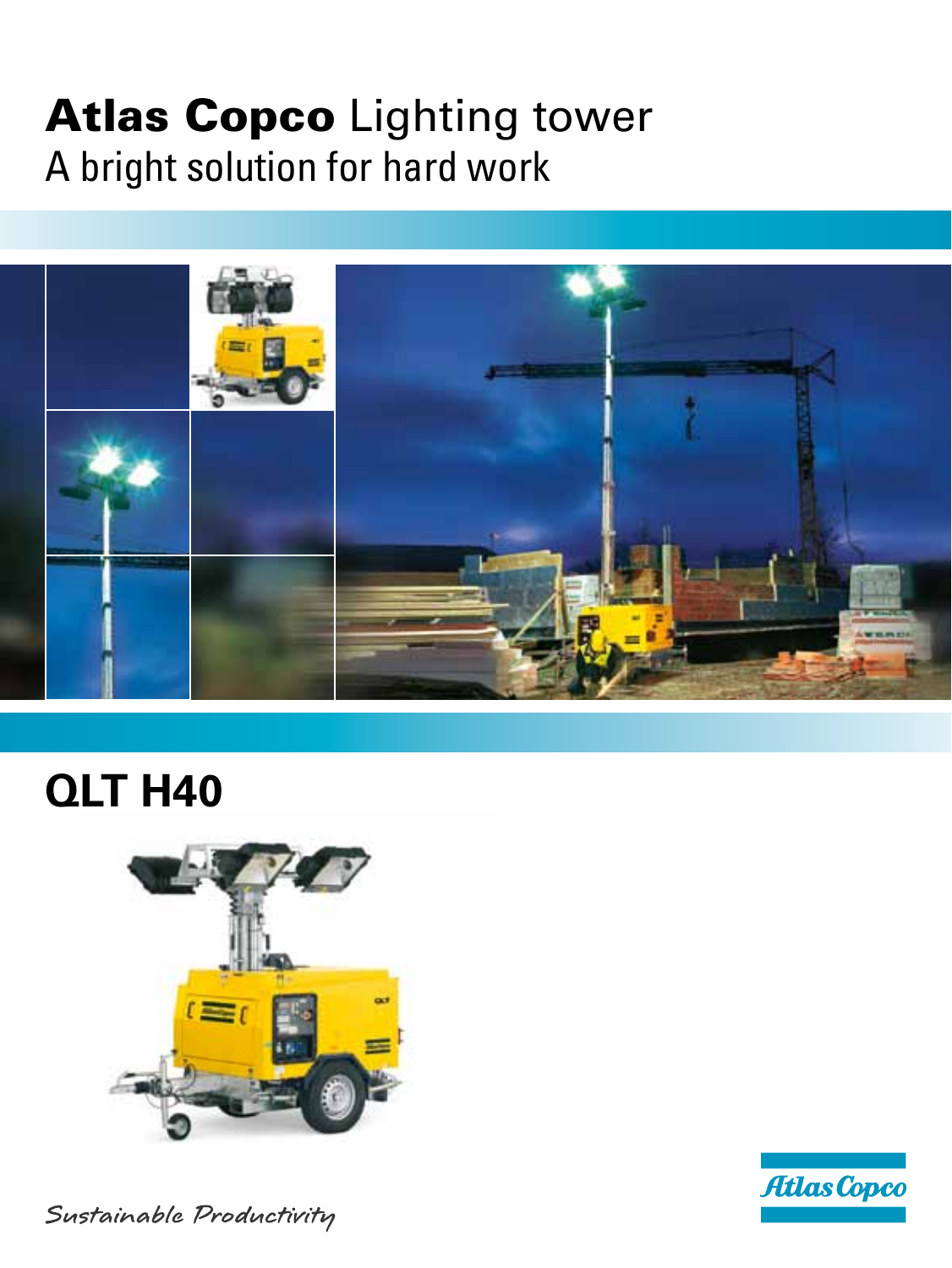# **Atlas Copco** Lighting tower

A bright solution for hard work

## QLT H40

*Sustainable Productivity*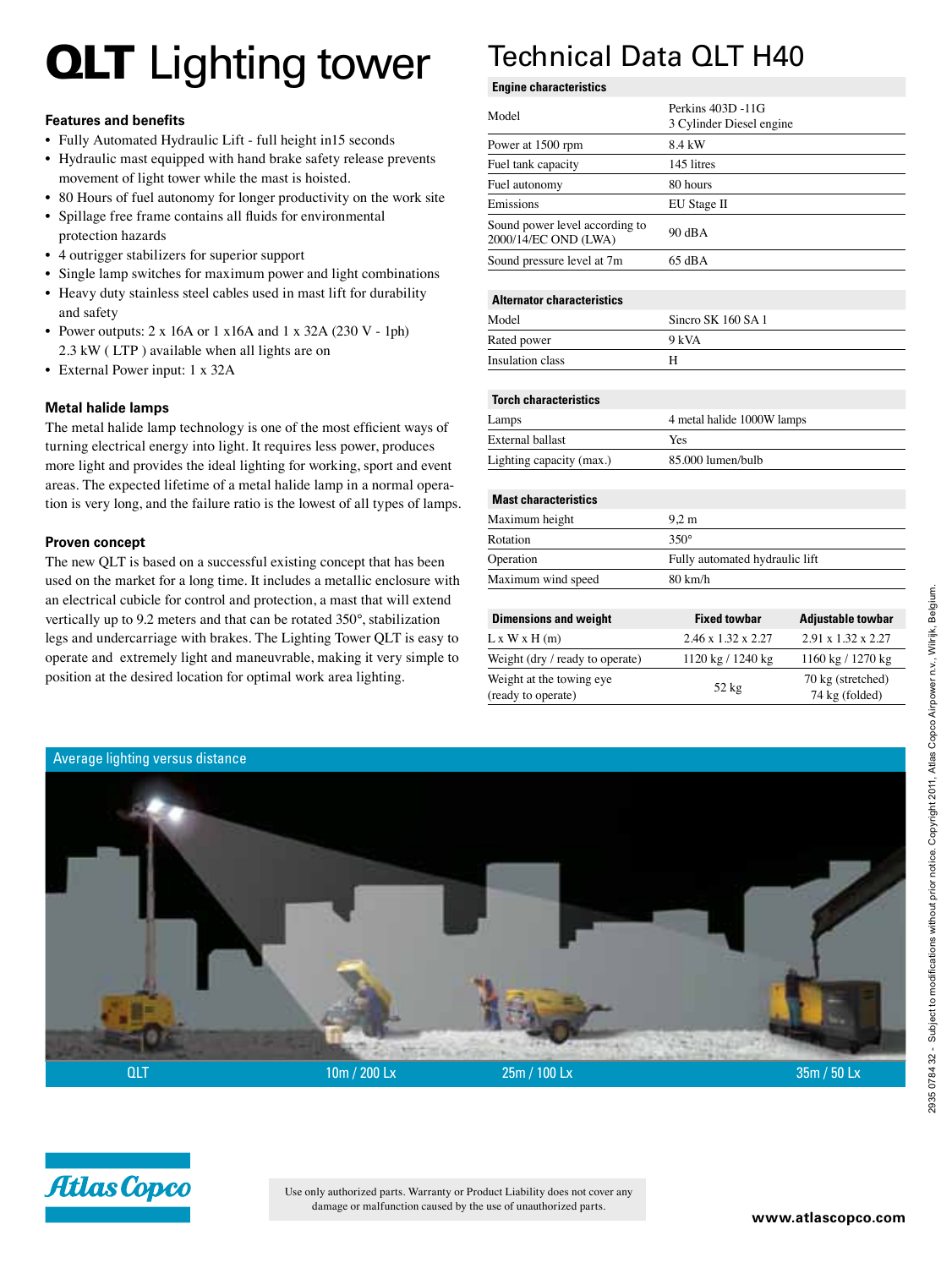# QLT Lighting tower

### Features and benefits

- Fully Automated Hydraulic Lift - full height in15 seconds
- Hydraulic mast equipped with hand brake safety release prevents movement of light tower while the mast is hoisted.
- 80 Hours of fuel autonomy for longer productivity on the work site
- Spillage free frame contains all fluids for environmental protection hazards
- 4 outrigger stabilizers for superior support
- Single lamp switches for maximum power and light combinations
- Heavy duty stainless steel cables used in mast lift for durability and safety
- Power outputs: 2 x 16A or 1 x16A and 1 x 32A (230 V - 1ph) 2.3 kW ( LTP ) available when all lights are on
- External Power input: 1 x 32A

### Metal halide lamps

The metal halide lamp technology is one of the most efficient ways of turning electrical energy into light. It requires less power, produces more light and provides the ideal lighting for working, sport and event areas. The expected lifetime of a metal halide lamp in a normal operation is very long, and the failure ratio is the lowest of all types of lamps.

### Proven concept

The new QLT is based on a successful existing concept that has been used on the market for a long time. It includes a metallic enclosure with an electrical cubicle for control and protection, a mast that will extend vertically up to 9.2 meters and that can be rotated 350°, stabilization legs and undercarriage with brakes. The Lighting Tower QLT is easy to operate and extremely light and maneuvrable, making it very simple to position at the desired location for optimal work area lighting.

# Technical Data QLT H40

| Engine characteristics | |
|---|---|
| Model | Perkins 403D -11G<br>3 Cylinder Diesel engine |
| Power at 1500 rpm | 8.4 kW |
| Fuel tank capacity | 145 litres |
| Fuel autonomy | 80 hours |
| Emissions | EU Stage II |
| Sound power level according to 2000/14/EC OND (LWA) | 90 dBA |
| Sound pressure level at 7m | 65 dBA |

| Alternator characteristics | |
|---|---|
| Model | Sincro SK 160 SA 1 |
| Rated power | 9 kVA |
| Insulation class | H |

| Torch characteristics | |
|---|---|
| Lamps | 4 metal halide 1000W lamps |
| External ballast | Yes |
| Lighting capacity (max.) | 85.000 lumen/bulb |

| Mast characteristics | |
|---|---|
| Maximum height | 9,2 m |
| Rotation | 350° |
| Operation | Fully automated hydraulic lift |
| Maximum wind speed | 80 km/h |

| Dimensions and weight | Fixed towbar | Adjustable towbar |
|---|---|---|
| L x W x H (m) | 2.46 x 1.32 x 2.27 | 2.91 x 1.32 x 2.27 |
| Weight (dry / ready to operate) | 1120 kg / 1240 kg | 1160 kg / 1270 kg |
| Weight at the towing eye (ready to operate) | 52 kg | 70 kg (stretched)<br>74 kg (folded) |

### Average lighting versus distance

QLT

10m / 200 Lx

25m / 100 Lx

35m / 50 Lx

2935 0784 32 - Subject to modifications without prior notice. Copyright 2011, Atlas Copco Airpower n.v., Wilrijk, Belgium.

Use only authorized parts. Warranty or Product Liability does not cover any damage or malfunction caused by the use of unauthorized parts.

www.atlascopco.com